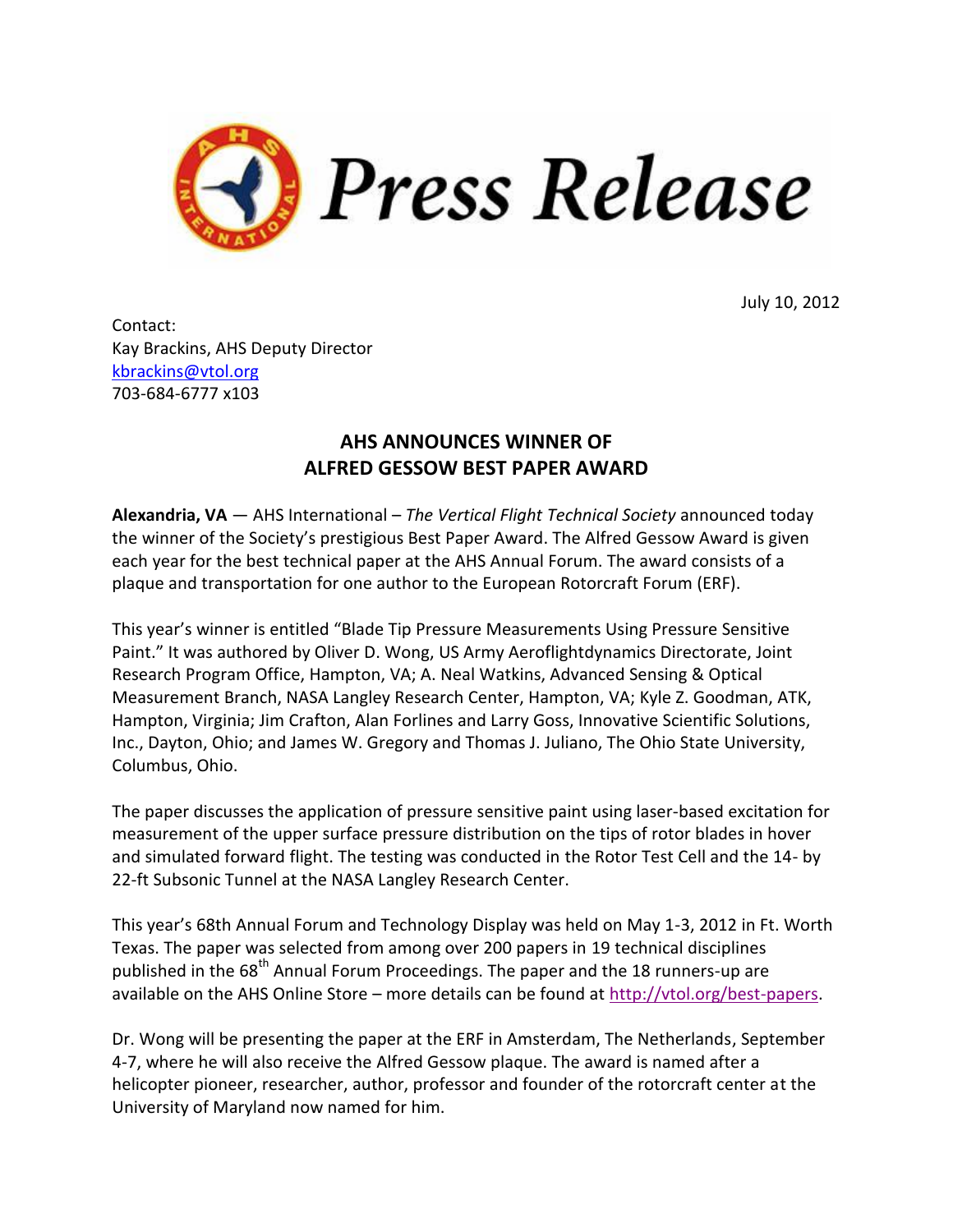# Press Release

July 10, 2012

Contact:
Kay Brackins, AHS Deputy Director
kbrackins@vtol.org
703-684-6777 x103

## AHS ANNOUNCES WINNER OF ALFRED GESSOW BEST PAPER AWARD

**Alexandria, VA** — AHS International – *The Vertical Flight Technical Society* announced today the winner of the Society's prestigious Best Paper Award. The Alfred Gessow Award is given each year for the best technical paper at the AHS Annual Forum. The award consists of a plaque and transportation for one author to the European Rotorcraft Forum (ERF).

This year's winner is entitled "Blade Tip Pressure Measurements Using Pressure Sensitive Paint." It was authored by Oliver D. Wong, US Army Aeroflightdynamics Directorate, Joint Research Program Office, Hampton, VA; A. Neal Watkins, Advanced Sensing & Optical Measurement Branch, NASA Langley Research Center, Hampton, VA; Kyle Z. Goodman, ATK, Hampton, Virginia; Jim Crafton, Alan Forlines and Larry Goss, Innovative Scientific Solutions, Inc., Dayton, Ohio; and James W. Gregory and Thomas J. Juliano, The Ohio State University, Columbus, Ohio.

The paper discusses the application of pressure sensitive paint using laser-based excitation for measurement of the upper surface pressure distribution on the tips of rotor blades in hover and simulated forward flight. The testing was conducted in the Rotor Test Cell and the 14- by 22-ft Subsonic Tunnel at the NASA Langley Research Center.

This year's 68th Annual Forum and Technology Display was held on May 1-3, 2012 in Ft. Worth Texas. The paper was selected from among over 200 papers in 19 technical disciplines published in the 68th Annual Forum Proceedings. The paper and the 18 runners-up are available on the AHS Online Store – more details can be found at http://vtol.org/best-papers.

Dr. Wong will be presenting the paper at the ERF in Amsterdam, The Netherlands, September 4-7, where he will also receive the Alfred Gessow plaque. The award is named after a helicopter pioneer, researcher, author, professor and founder of the rotorcraft center at the University of Maryland now named for him.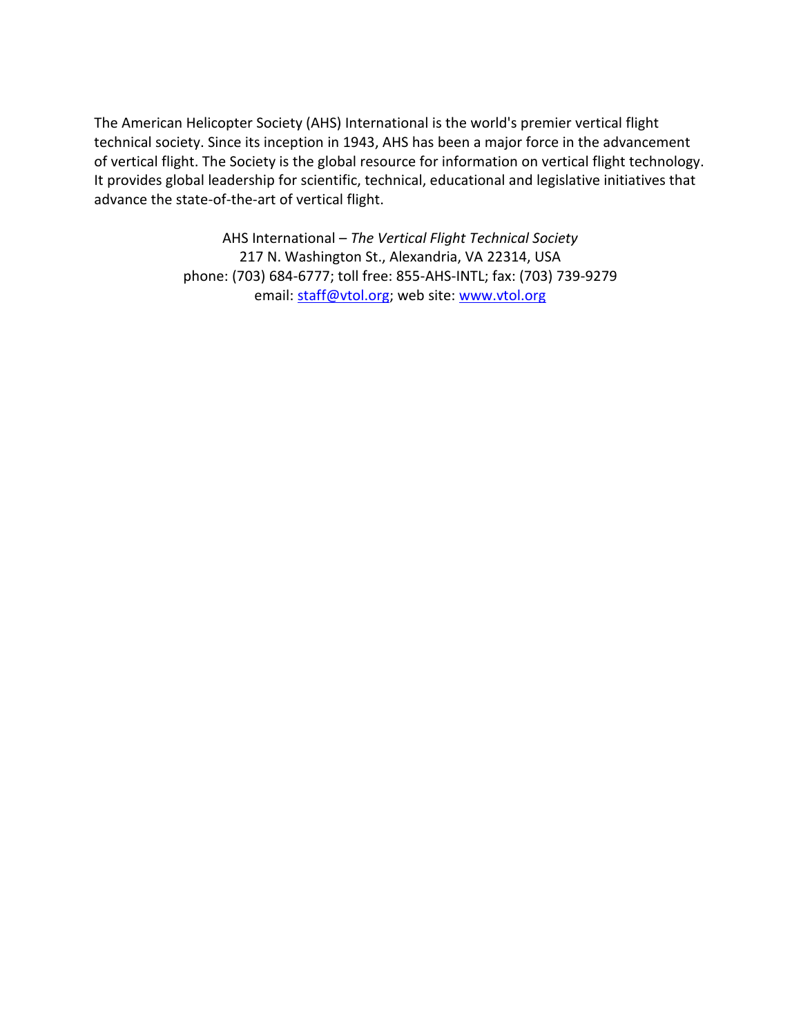The American Helicopter Society (AHS) International is the world's premier vertical flight technical society. Since its inception in 1943, AHS has been a major force in the advancement of vertical flight. The Society is the global resource for information on vertical flight technology. It provides global leadership for scientific, technical, educational and legislative initiatives that advance the state-of-the-art of vertical flight.

AHS International – *The Vertical Flight Technical Society*
217 N. Washington St., Alexandria, VA 22314, USA
phone: (703) 684-6777; toll free: 855-AHS-INTL; fax: (703) 739-9279
email: staff@vtol.org; web site: www.vtol.org